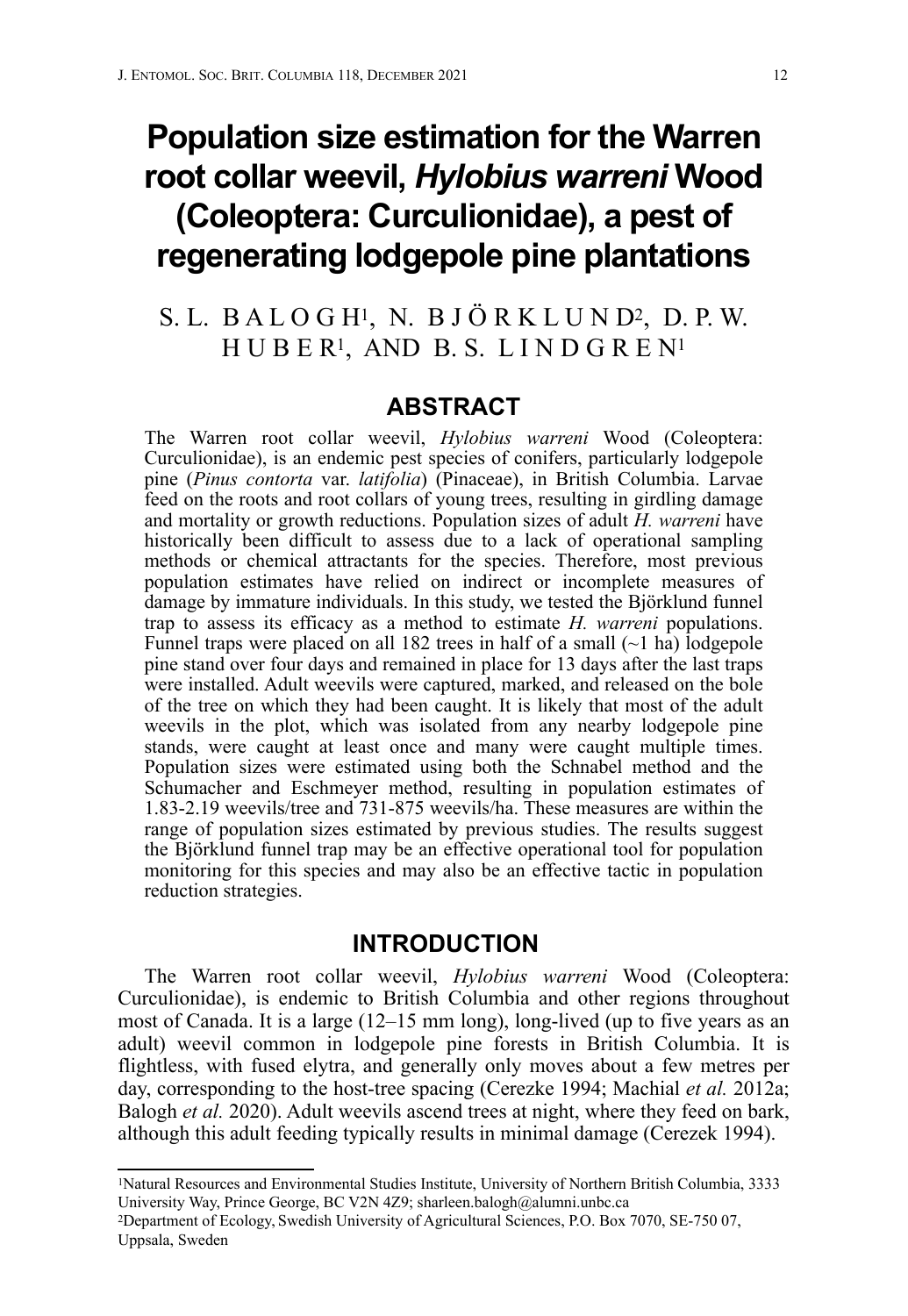# Population size estimation for the Warren root collar weevil, *Hylobius warreni* Wood (Coleoptera: Curculionidae), a pest of regenerating lodgepole pine plantations

S. L. BALOGH[1], N. BJÖRKLUND[2], D. P. W. HUBER[1], AND B. S. LINDGREN[1]

## ABSTRACT

The Warren root collar weevil, *Hylobius warreni* Wood (Coleoptera: Curculionidae), is an endemic pest species of conifers, particularly lodgepole pine (*Pinus contorta* var. *latifolia*) (Pinaceae), in British Columbia. Larvae feed on the roots and root collars of young trees, resulting in girdling damage and mortality or growth reductions. Population sizes of adult *H. warreni* have historically been difficult to assess due to a lack of operational sampling methods or chemical attractants for the species. Therefore, most previous population estimates have relied on indirect or incomplete measures of damage by immature individuals. In this study, we tested the Björklund funnel trap to assess its efficacy as a method to estimate *H. warreni* populations. Funnel traps were placed on all 182 trees in half of a small (~1 ha) lodgepole pine stand over four days and remained in place for 13 days after the last traps were installed. Adult weevils were captured, marked, and released on the bole of the tree on which they had been caught. It is likely that most of the adult weevils in the plot, which was isolated from any nearby lodgepole pine stands, were caught at least once and many were caught multiple times. Population sizes were estimated using both the Schnabel method and the Schumacher and Eschmeyer method, resulting in population estimates of 1.83-2.19 weevils/tree and 731-875 weevils/ha. These measures are within the range of population sizes estimated by previous studies. The results suggest the Björklund funnel trap may be an effective operational tool for population monitoring for this species and may also be an effective tactic in population reduction strategies.

## INTRODUCTION

The Warren root collar weevil, *Hylobius warreni* Wood (Coleoptera: Curculionidae), is endemic to British Columbia and other regions throughout most of Canada. It is a large (12–15 mm long), long-lived (up to five years as an adult) weevil common in lodgepole pine forests in British Columbia. It is flightless, with fused elytra, and generally only moves about a few metres per day, corresponding to the host-tree spacing (Cerezke 1994; Machial *et al.* 2012a; Balogh *et al.* 2020). Adult weevils ascend trees at night, where they feed on bark, although this adult feeding typically results in minimal damage (Cerezek 1994).

---

[1]Natural Resources and Environmental Studies Institute, University of Northern British Columbia, 3333 University Way, Prince George, BC V2N 4Z9; sharleen.balogh@alumni.unbc.ca

[2]Department of Ecology, Swedish University of Agricultural Sciences, P.O. Box 7070, SE-750 07, Uppsala, Sweden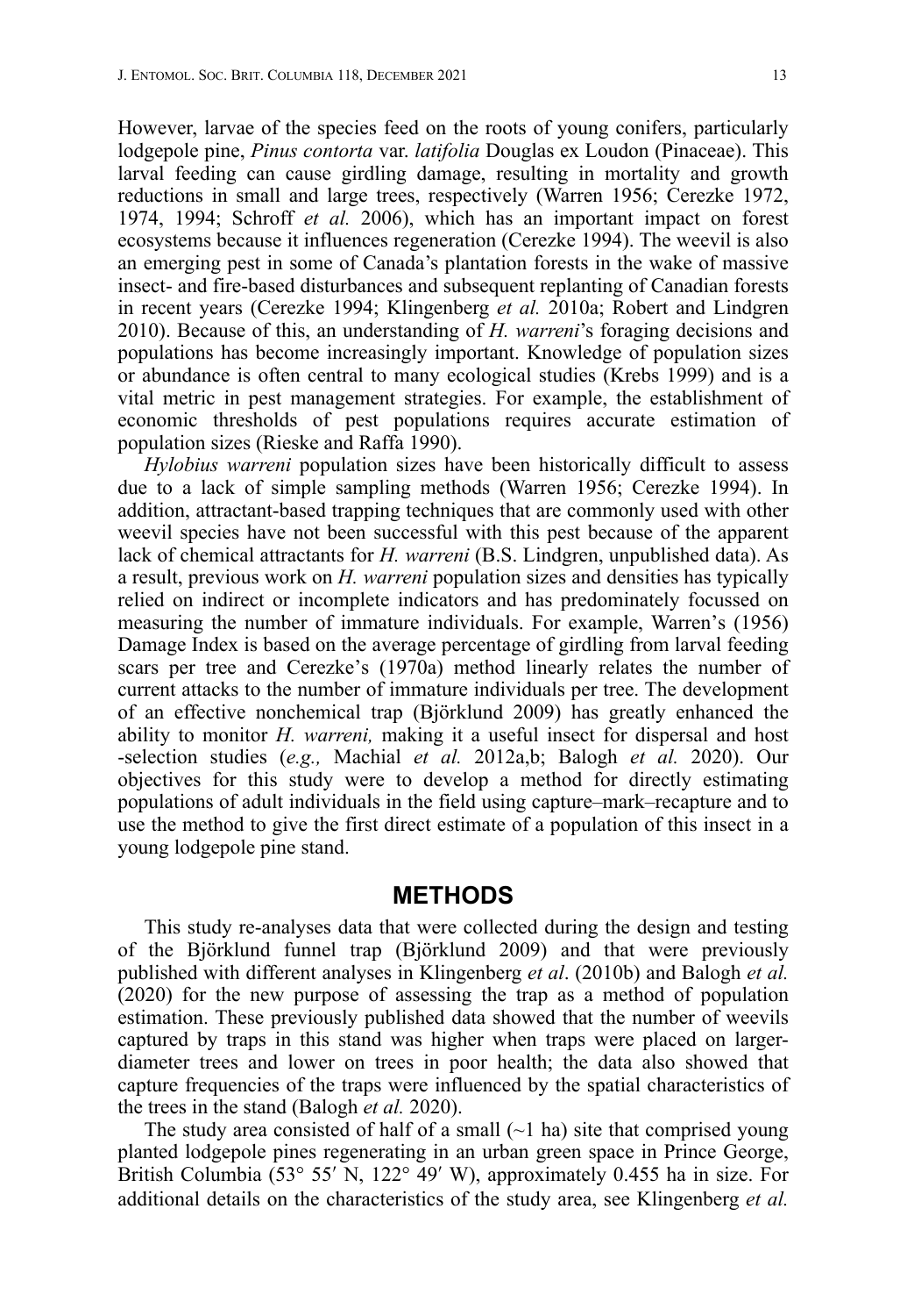However, larvae of the species feed on the roots of young conifers, particularly lodgepole pine, *Pinus contorta* var. *latifolia* Douglas ex Loudon (Pinaceae). This larval feeding can cause girdling damage, resulting in mortality and growth reductions in small and large trees, respectively (Warren 1956; Cerezke 1972, 1974, 1994; Schroff *et al.* 2006), which has an important impact on forest ecosystems because it influences regeneration (Cerezke 1994). The weevil is also an emerging pest in some of Canada's plantation forests in the wake of massive insect- and fire-based disturbances and subsequent replanting of Canadian forests in recent years (Cerezke 1994; Klingenberg *et al.* 2010a; Robert and Lindgren 2010). Because of this, an understanding of *H. warreni*'s foraging decisions and populations has become increasingly important. Knowledge of population sizes or abundance is often central to many ecological studies (Krebs 1999) and is a vital metric in pest management strategies. For example, the establishment of economic thresholds of pest populations requires accurate estimation of population sizes (Rieske and Raffa 1990).

*Hylobius warreni* population sizes have been historically difficult to assess due to a lack of simple sampling methods (Warren 1956; Cerezke 1994). In addition, attractant-based trapping techniques that are commonly used with other weevil species have not been successful with this pest because of the apparent lack of chemical attractants for *H. warreni* (B.S. Lindgren, unpublished data). As a result, previous work on *H. warreni* population sizes and densities has typically relied on indirect or incomplete indicators and has predominately focussed on measuring the number of immature individuals. For example, Warren's (1956) Damage Index is based on the average percentage of girdling from larval feeding scars per tree and Cerezke's (1970a) method linearly relates the number of current attacks to the number of immature individuals per tree. The development of an effective nonchemical trap (Björklund 2009) has greatly enhanced the ability to monitor *H. warreni,* making it a useful insect for dispersal and host -selection studies (*e.g.,* Machial *et al.* 2012a,b; Balogh *et al.* 2020). Our objectives for this study were to develop a method for directly estimating populations of adult individuals in the field using capture–mark–recapture and to use the method to give the first direct estimate of a population of this insect in a young lodgepole pine stand.

## METHODS

This study re-analyses data that were collected during the design and testing of the Björklund funnel trap (Björklund 2009) and that were previously published with different analyses in Klingenberg *et al*. (2010b) and Balogh *et al.* (2020) for the new purpose of assessing the trap as a method of population estimation. These previously published data showed that the number of weevils captured by traps in this stand was higher when traps were placed on larger-diameter trees and lower on trees in poor health; the data also showed that capture frequencies of the traps were influenced by the spatial characteristics of the trees in the stand (Balogh *et al.* 2020).

The study area consisted of half of a small (~1 ha) site that comprised young planted lodgepole pines regenerating in an urban green space in Prince George, British Columbia (53° 55′ N, 122° 49′ W), approximately 0.455 ha in size. For additional details on the characteristics of the study area, see Klingenberg *et al.*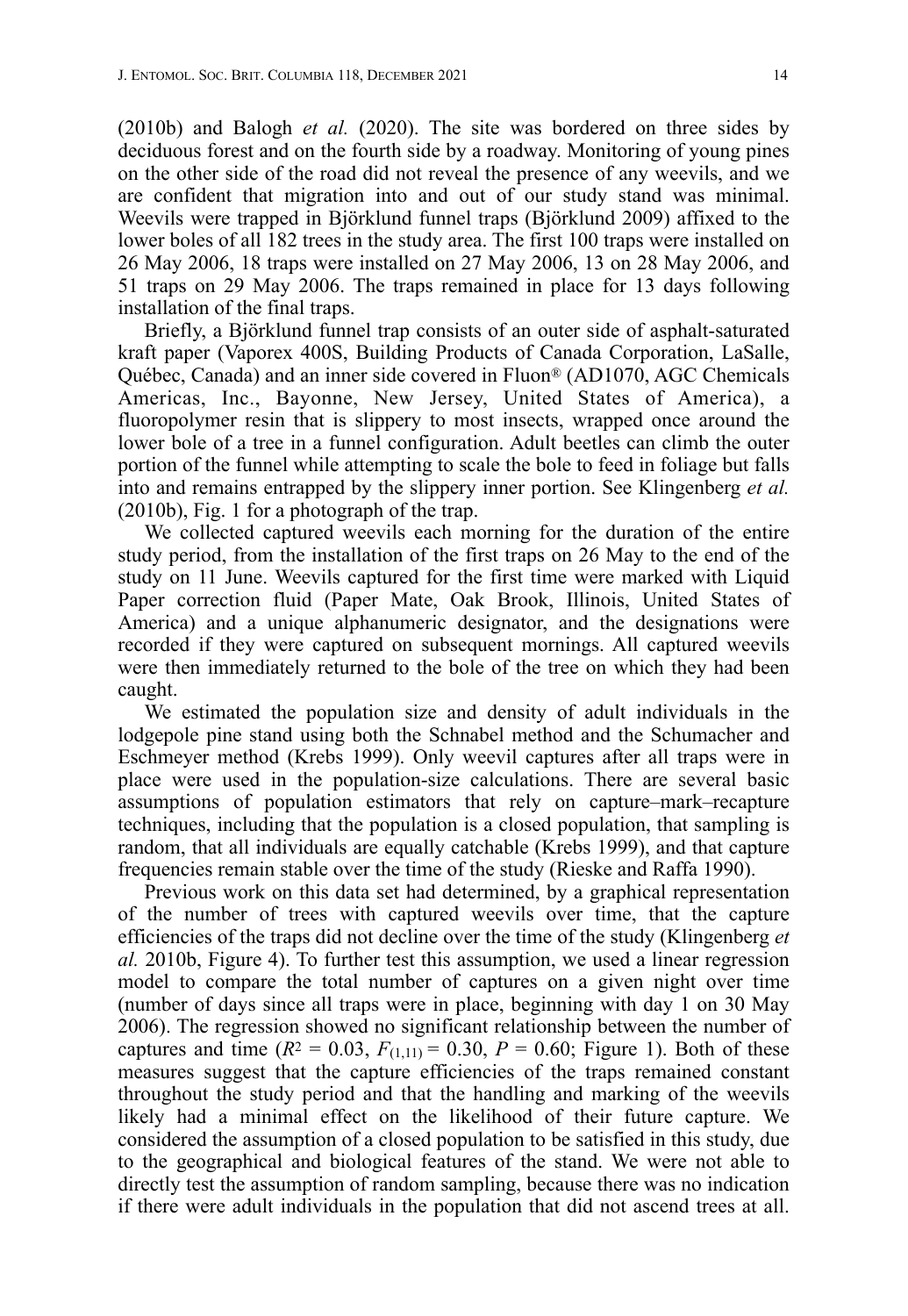(2010b) and Balogh *et al.* (2020). The site was bordered on three sides by deciduous forest and on the fourth side by a roadway. Monitoring of young pines on the other side of the road did not reveal the presence of any weevils, and we are confident that migration into and out of our study stand was minimal. Weevils were trapped in Björklund funnel traps (Björklund 2009) affixed to the lower boles of all 182 trees in the study area. The first 100 traps were installed on 26 May 2006, 18 traps were installed on 27 May 2006, 13 on 28 May 2006, and 51 traps on 29 May 2006. The traps remained in place for 13 days following installation of the final traps.

Briefly, a Björklund funnel trap consists of an outer side of asphalt-saturated kraft paper (Vaporex 400S, Building Products of Canada Corporation, LaSalle, Québec, Canada) and an inner side covered in Fluon® (AD1070, AGC Chemicals Americas, Inc., Bayonne, New Jersey, United States of America), a fluoropolymer resin that is slippery to most insects, wrapped once around the lower bole of a tree in a funnel configuration. Adult beetles can climb the outer portion of the funnel while attempting to scale the bole to feed in foliage but falls into and remains entrapped by the slippery inner portion. See Klingenberg *et al.* (2010b), Fig. 1 for a photograph of the trap.

We collected captured weevils each morning for the duration of the entire study period, from the installation of the first traps on 26 May to the end of the study on 11 June. Weevils captured for the first time were marked with Liquid Paper correction fluid (Paper Mate, Oak Brook, Illinois, United States of America) and a unique alphanumeric designator, and the designations were recorded if they were captured on subsequent mornings. All captured weevils were then immediately returned to the bole of the tree on which they had been caught.

We estimated the population size and density of adult individuals in the lodgepole pine stand using both the Schnabel method and the Schumacher and Eschmeyer method (Krebs 1999). Only weevil captures after all traps were in place were used in the population-size calculations. There are several basic assumptions of population estimators that rely on capture–mark–recapture techniques, including that the population is a closed population, that sampling is random, that all individuals are equally catchable (Krebs 1999), and that capture frequencies remain stable over the time of the study (Rieske and Raffa 1990).

Previous work on this data set had determined, by a graphical representation of the number of trees with captured weevils over time, that the capture efficiencies of the traps did not decline over the time of the study (Klingenberg *et al.* 2010b, Figure 4). To further test this assumption, we used a linear regression model to compare the total number of captures on a given night over time (number of days since all traps were in place, beginning with day 1 on 30 May 2006). The regression showed no significant relationship between the number of captures and time ($R^2 = 0.03$, $F_{(1,11)} = 0.30$, $P = 0.60$; Figure 1). Both of these measures suggest that the capture efficiencies of the traps remained constant throughout the study period and that the handling and marking of the weevils likely had a minimal effect on the likelihood of their future capture. We considered the assumption of a closed population to be satisfied in this study, due to the geographical and biological features of the stand. We were not able to directly test the assumption of random sampling, because there was no indication if there were adult individuals in the population that did not ascend trees at all.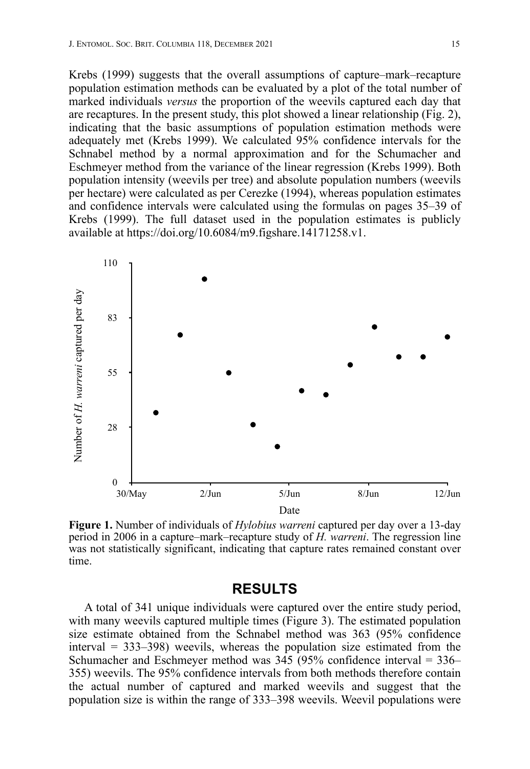Krebs (1999) suggests that the overall assumptions of capture–mark–recapture population estimation methods can be evaluated by a plot of the total number of marked individuals *versus* the proportion of the weevils captured each day that are recaptures. In the present study, this plot showed a linear relationship (Fig. 2), indicating that the basic assumptions of population estimation methods were adequately met (Krebs 1999). We calculated 95% confidence intervals for the Schnabel method by a normal approximation and for the Schumacher and Eschmeyer method from the variance of the linear regression (Krebs 1999). Both population intensity (weevils per tree) and absolute population numbers (weevils per hectare) were calculated as per Cerezke (1994), whereas population estimates and confidence intervals were calculated using the formulas on pages 35–39 of Krebs (1999). The full dataset used in the population estimates is publicly available at https://doi.org/10.6084/m9.figshare.14171258.v1.

**Figure 1.** Number of individuals of *Hylobius warreni* captured per day over a 13-day period in 2006 in a capture–mark–recapture study of *H. warreni*. The regression line was not statistically significant, indicating that capture rates remained constant over time.

## RESULTS

A total of 341 unique individuals were captured over the entire study period, with many weevils captured multiple times (Figure 3). The estimated population size estimate obtained from the Schnabel method was 363 (95% confidence interval = 333–398) weevils, whereas the population size estimated from the Schumacher and Eschmeyer method was 345 (95% confidence interval = 336–355) weevils. The 95% confidence intervals from both methods therefore contain the actual number of captured and marked weevils and suggest that the population size is within the range of 333–398 weevils. Weevil populations were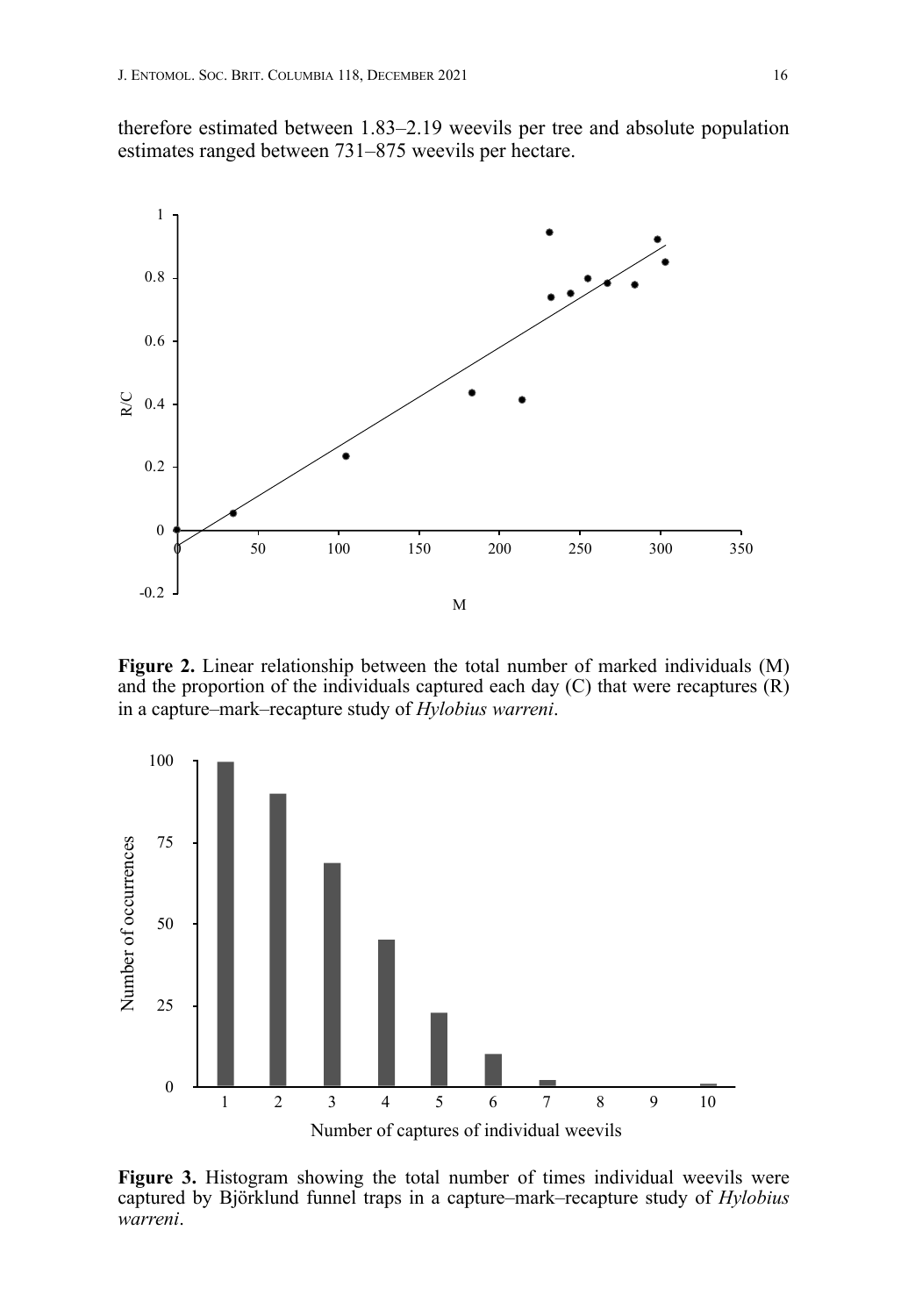therefore estimated between 1.83–2.19 weevils per tree and absolute population estimates ranged between 731–875 weevils per hectare.

**Figure 2.** Linear relationship between the total number of marked individuals (M) and the proportion of the individuals captured each day (C) that were recaptures (R) in a capture–mark–recapture study of *Hylobius warreni*.

**Figure 3.** Histogram showing the total number of times individual weevils were captured by Björklund funnel traps in a capture–mark–recapture study of *Hylobius warreni*.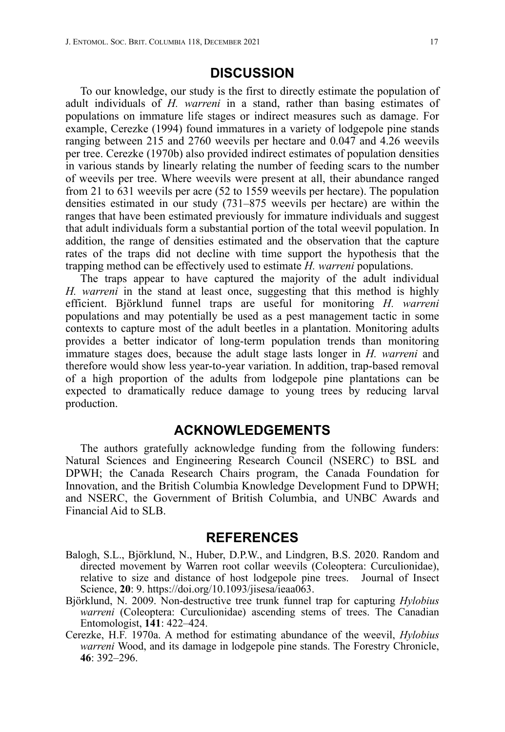## DISCUSSION

To our knowledge, our study is the first to directly estimate the population of adult individuals of *H. warreni* in a stand, rather than basing estimates of populations on immature life stages or indirect measures such as damage. For example, Cerezke (1994) found immatures in a variety of lodgepole pine stands ranging between 215 and 2760 weevils per hectare and 0.047 and 4.26 weevils per tree. Cerezke (1970b) also provided indirect estimates of population densities in various stands by linearly relating the number of feeding scars to the number of weevils per tree. Where weevils were present at all, their abundance ranged from 21 to 631 weevils per acre (52 to 1559 weevils per hectare). The population densities estimated in our study (731–875 weevils per hectare) are within the ranges that have been estimated previously for immature individuals and suggest that adult individuals form a substantial portion of the total weevil population. In addition, the range of densities estimated and the observation that the capture rates of the traps did not decline with time support the hypothesis that the trapping method can be effectively used to estimate *H. warreni* populations.

The traps appear to have captured the majority of the adult individual *H. warreni* in the stand at least once, suggesting that this method is highly efficient. Björklund funnel traps are useful for monitoring *H. warreni* populations and may potentially be used as a pest management tactic in some contexts to capture most of the adult beetles in a plantation. Monitoring adults provides a better indicator of long-term population trends than monitoring immature stages does, because the adult stage lasts longer in *H. warreni* and therefore would show less year-to-year variation. In addition, trap-based removal of a high proportion of the adults from lodgepole pine plantations can be expected to dramatically reduce damage to young trees by reducing larval production.

## ACKNOWLEDGEMENTS

The authors gratefully acknowledge funding from the following funders: Natural Sciences and Engineering Research Council (NSERC) to BSL and DPWH; the Canada Research Chairs program, the Canada Foundation for Innovation, and the British Columbia Knowledge Development Fund to DPWH; and NSERC, the Government of British Columbia, and UNBC Awards and Financial Aid to SLB.

## REFERENCES

Balogh, S.L., Björklund, N., Huber, D.P.W., and Lindgren, B.S. 2020. Random and directed movement by Warren root collar weevils (Coleoptera: Curculionidae), relative to size and distance of host lodgepole pine trees. Journal of Insect Science, **20**: 9. https://doi.org/10.1093/jisesa/ieaa063.

Björklund, N. 2009. Non-destructive tree trunk funnel trap for capturing *Hylobius warreni* (Coleoptera: Curculionidae) ascending stems of trees. The Canadian Entomologist, **141**: 422–424.

Cerezke, H.F. 1970a. A method for estimating abundance of the weevil, *Hylobius warreni* Wood, and its damage in lodgepole pine stands. The Forestry Chronicle, **46**: 392–296.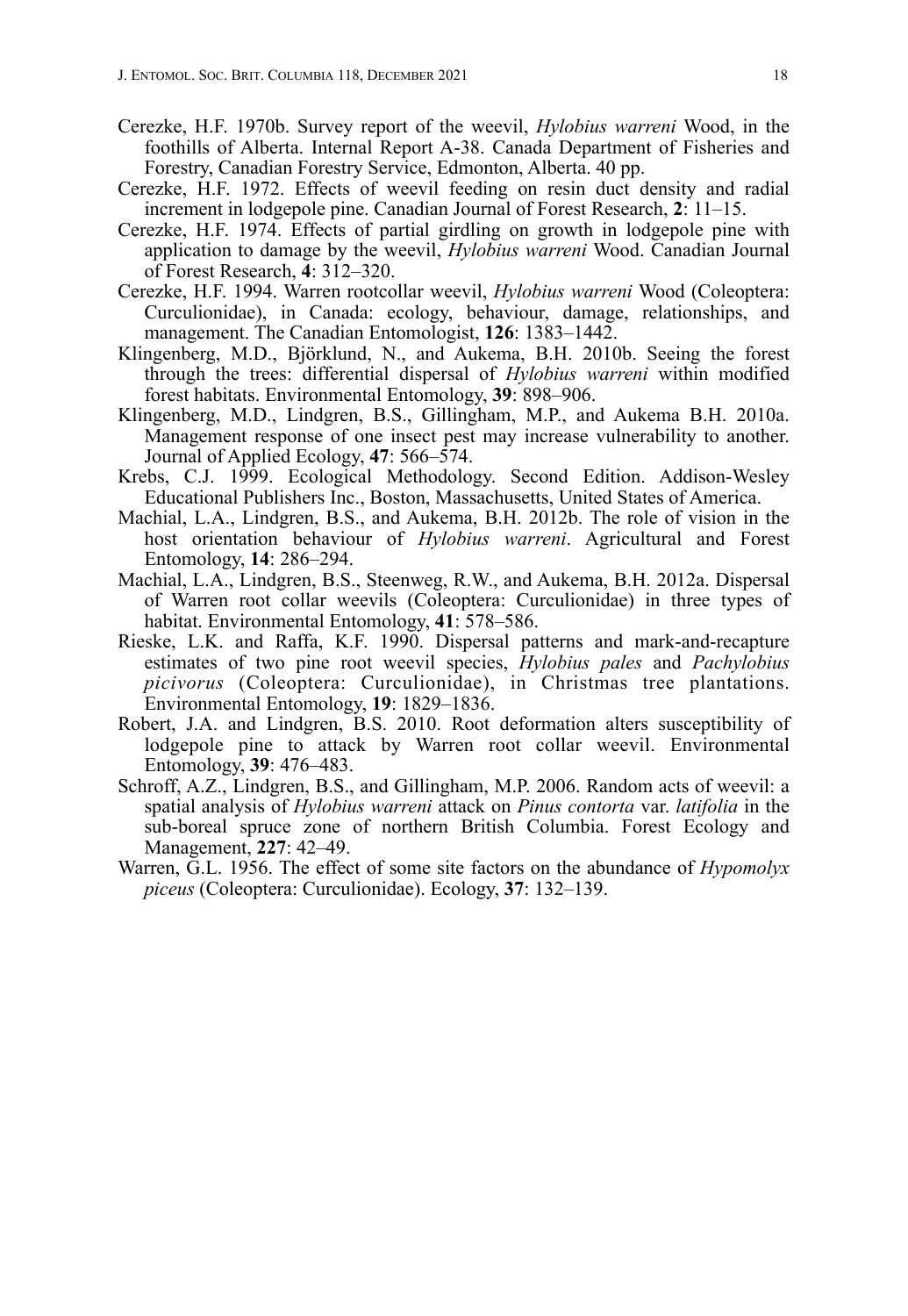Cerezke, H.F. 1970b. Survey report of the weevil, *Hylobius warreni* Wood, in the foothills of Alberta. Internal Report A-38. Canada Department of Fisheries and Forestry, Canadian Forestry Service, Edmonton, Alberta. 40 pp.

Cerezke, H.F. 1972. Effects of weevil feeding on resin duct density and radial increment in lodgepole pine. Canadian Journal of Forest Research, **2**: 11–15.

Cerezke, H.F. 1974. Effects of partial girdling on growth in lodgepole pine with application to damage by the weevil, *Hylobius warreni* Wood. Canadian Journal of Forest Research, **4**: 312–320.

Cerezke, H.F. 1994. Warren rootcollar weevil, *Hylobius warreni* Wood (Coleoptera: Curculionidae), in Canada: ecology, behaviour, damage, relationships, and management. The Canadian Entomologist, **126**: 1383–1442.

Klingenberg, M.D., Björklund, N., and Aukema, B.H. 2010b. Seeing the forest through the trees: differential dispersal of *Hylobius warreni* within modified forest habitats. Environmental Entomology, **39**: 898–906.

Klingenberg, M.D., Lindgren, B.S., Gillingham, M.P., and Aukema B.H. 2010a. Management response of one insect pest may increase vulnerability to another. Journal of Applied Ecology, **47**: 566–574.

Krebs, C.J. 1999. Ecological Methodology. Second Edition. Addison-Wesley Educational Publishers Inc., Boston, Massachusetts, United States of America.

Machial, L.A., Lindgren, B.S., and Aukema, B.H. 2012b. The role of vision in the host orientation behaviour of *Hylobius warreni*. Agricultural and Forest Entomology, **14**: 286–294.

Machial, L.A., Lindgren, B.S., Steenweg, R.W., and Aukema, B.H. 2012a. Dispersal of Warren root collar weevils (Coleoptera: Curculionidae) in three types of habitat. Environmental Entomology, **41**: 578–586.

Rieske, L.K. and Raffa, K.F. 1990. Dispersal patterns and mark-and-recapture estimates of two pine root weevil species, *Hylobius pales* and *Pachylobius picivorus* (Coleoptera: Curculionidae), in Christmas tree plantations. Environmental Entomology, **19**: 1829–1836.

Robert, J.A. and Lindgren, B.S. 2010. Root deformation alters susceptibility of lodgepole pine to attack by Warren root collar weevil. Environmental Entomology, **39**: 476–483.

Schroff, A.Z., Lindgren, B.S., and Gillingham, M.P. 2006. Random acts of weevil: a spatial analysis of *Hylobius warreni* attack on *Pinus contorta* var. *latifolia* in the sub-boreal spruce zone of northern British Columbia. Forest Ecology and Management, **227**: 42–49.

Warren, G.L. 1956. The effect of some site factors on the abundance of *Hypomolyx piceus* (Coleoptera: Curculionidae). Ecology, **37**: 132–139.